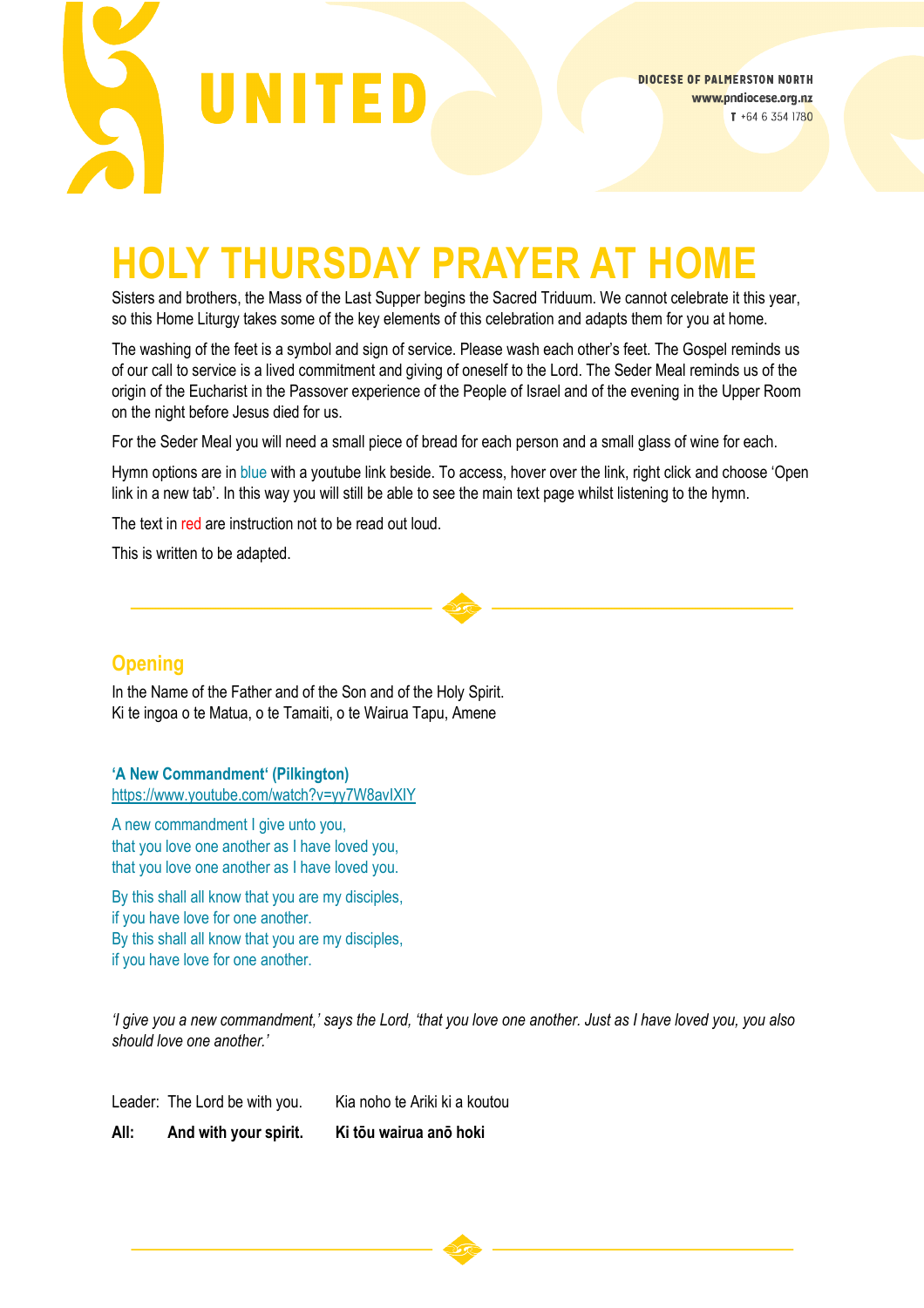UNITED

DIOCESE OF PALMERSTON NORTH
www.pndiocese.org.nz
T +64 6 354 1780

# HOLY THURSDAY PRAYER AT HOME

Sisters and brothers, the Mass of the Last Supper begins the Sacred Triduum. We cannot celebrate it this year, so this Home Liturgy takes some of the key elements of this celebration and adapts them for you at home.

The washing of the feet is a symbol and sign of service. Please wash each other's feet. The Gospel reminds us of our call to service is a lived commitment and giving of oneself to the Lord. The Seder Meal reminds us of the origin of the Eucharist in the Passover experience of the People of Israel and of the evening in the Upper Room on the night before Jesus died for us.

For the Seder Meal you will need a small piece of bread for each person and a small glass of wine for each.

Hymn options are in blue with a youtube link beside. To access, hover over the link, right click and choose 'Open link in a new tab'. In this way you will still be able to see the main text page whilst listening to the hymn.

The text in red are instruction not to be read out loud.

This is written to be adapted.

---

## Opening

In the Name of the Father and of the Son and of the Holy Spirit.
Ki te ingoa o te Matua, o te Tamaiti, o te Wairua Tapu, Amene

**'A New Commandment' (Pilkington)**
https://www.youtube.com/watch?v=yy7W8avIXIY

A new commandment I give unto you,
that you love one another as I have loved you,
that you love one another as I have loved you.

By this shall all know that you are my disciples,
if you have love for one another.
By this shall all know that you are my disciples,
if you have love for one another.

*'I give you a new commandment,' says the Lord, 'that you love one another. Just as I have loved you, you also should love one another.'*

| | | |
|---|---|---|
| Leader: | The Lord be with you. | Kia noho te Ariki ki a koutou |
| **All:** | **And with your spirit.** | **Ki tōu wairua anō hoki** |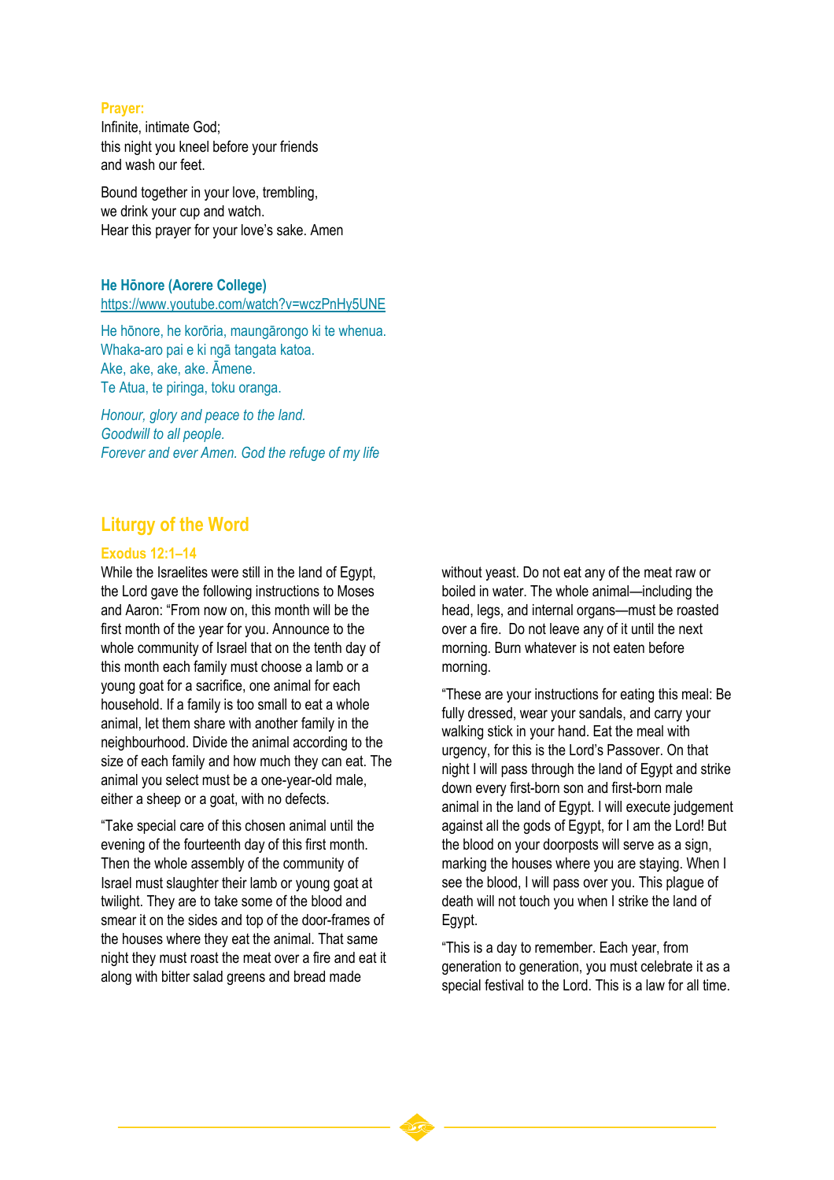**Prayer:**

Infinite, intimate God;
this night you kneel before your friends
and wash our feet.

Bound together in your love, trembling,
we drink your cup and watch.
Hear this prayer for your love's sake. Amen

**He Hōnore (Aorere College)**

https://www.youtube.com/watch?v=wczPnHy5UNE

He hōnore, he korōria, maungārongo ki te whenua.
Whaka-aro pai e ki ngā tangata katoa.
Ake, ake, ake, ake. Āmene.
Te Atua, te piringa, toku oranga.

*Honour, glory and peace to the land.*
*Goodwill to all people.*
*Forever and ever Amen. God the refuge of my life*

## Liturgy of the Word

### Exodus 12:1–14

While the Israelites were still in the land of Egypt, the Lord gave the following instructions to Moses and Aaron: "From now on, this month will be the first month of the year for you. Announce to the whole community of Israel that on the tenth day of this month each family must choose a lamb or a young goat for a sacrifice, one animal for each household. If a family is too small to eat a whole animal, let them share with another family in the neighbourhood. Divide the animal according to the size of each family and how much they can eat. The animal you select must be a one-year-old male, either a sheep or a goat, with no defects.

"Take special care of this chosen animal until the evening of the fourteenth day of this first month. Then the whole assembly of the community of Israel must slaughter their lamb or young goat at twilight. They are to take some of the blood and smear it on the sides and top of the door-frames of the houses where they eat the animal. That same night they must roast the meat over a fire and eat it along with bitter salad greens and bread made without yeast. Do not eat any of the meat raw or boiled in water. The whole animal—including the head, legs, and internal organs—must be roasted over a fire. Do not leave any of it until the next morning. Burn whatever is not eaten before morning.

"These are your instructions for eating this meal: Be fully dressed, wear your sandals, and carry your walking stick in your hand. Eat the meal with urgency, for this is the Lord's Passover. On that night I will pass through the land of Egypt and strike down every first-born son and first-born male animal in the land of Egypt. I will execute judgement against all the gods of Egypt, for I am the Lord! But the blood on your doorposts will serve as a sign, marking the houses where you are staying. When I see the blood, I will pass over you. This plague of death will not touch you when I strike the land of Egypt.

"This is a day to remember. Each year, from generation to generation, you must celebrate it as a special festival to the Lord. This is a law for all time.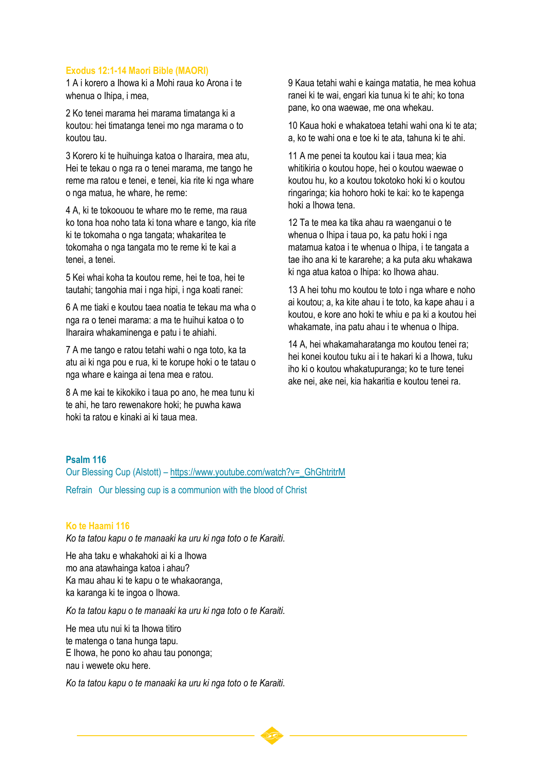## Exodus 12:1-14 Maori Bible (MAORI)

1 A i korero a Ihowa ki a Mohi raua ko Arona i te whenua o Ihipa, i mea,

2 Ko tenei marama hei marama timatanga ki a koutou: hei timatanga tenei mo nga marama o to koutou tau.

3 Korero ki te huihuinga katoa o Iharaira, mea atu, Hei te tekau o nga ra o tenei marama, me tango he reme ma ratou e tenei, e tenei, kia rite ki nga whare o nga matua, he whare, he reme:

4 A, ki te tokoouou te whare mo te reme, ma raua ko tona hoa noho tata ki tona whare e tango, kia rite ki te tokomaha o nga tangata; whakaritea te tokomaha o nga tangata mo te reme ki te kai a tenei, a tenei.

5 Kei whai koha ta koutou reme, hei te toa, hei te tautahi; tangohia mai i nga hipi, i nga koati ranei:

6 A me tiaki e koutou taea noatia te tekau ma wha o nga ra o tenei marama: a ma te huihui katoa o to Iharaira whakaminenga e patu i te ahiahi.

7 A me tango e ratou tetahi wahi o nga toto, ka ta atu ai ki nga pou e rua, ki te korupe hoki o te tatau o nga whare e kainga ai tena mea e ratou.

8 A me kai te kikokiko i taua po ano, he mea tunu ki te ahi, he taro rewenakore hoki; he puwha kawa hoki ta ratou e kinaki ai ki taua mea.

9 Kaua tetahi wahi e kainga matatia, he mea kohua ranei ki te wai, engari kia tunua ki te ahi; ko tona pane, ko ona waewae, me ona whekau.

10 Kaua hoki e whakatoea tetahi wahi ona ki te ata; a, ko te wahi ona e toe ki te ata, tahuna ki te ahi.

11 A me penei ta koutou kai i taua mea; kia whitikiria o koutou hope, hei o koutou waewae o koutou hu, ko a koutou tokotoko hoki ki o koutou ringaringa; kia hohoro hoki te kai: ko te kapenga hoki a Ihowa tena.

12 Ta te mea ka tika ahau ra waenganui o te whenua o Ihipa i taua po, ka patu hoki i nga matamua katoa i te whenua o Ihipa, i te tangata a tae iho ana ki te kararehe; a ka puta aku whakawa ki nga atua katoa o Ihipa: ko Ihowa ahau.

13 A hei tohu mo koutou te toto i nga whare e noho ai koutou; a, ka kite ahau i te toto, ka kape ahau i a koutou, e kore ano hoki te whiu e pa ki a koutou hei whakamate, ina patu ahau i te whenua o Ihipa.

14 A, hei whakamaharatanga mo koutou tenei ra; hei konei koutou tuku ai i te hakari ki a Ihowa, tuku iho ki o koutou whakatupuranga; ko te ture tenei ake nei, ake nei, kia hakaritia e koutou tenei ra.

## Psalm 116

Our Blessing Cup (Alstott) – https://www.youtube.com/watch?v=_GhGhtritrM

Refrain Our blessing cup is a communion with the blood of Christ

## Ko te Haami 116

*Ko ta tatou kapu o te manaaki ka uru ki nga toto o te Karaiti.*

He aha taku e whakahoki ai ki a Ihowa
mo ana atawhainga katoa i ahau?
Ka mau ahau ki te kapu o te whakaoranga,
ka karanga ki te ingoa o Ihowa.

*Ko ta tatou kapu o te manaaki ka uru ki nga toto o te Karaiti.*

He mea utu nui ki ta Ihowa titiro
te matenga o tana hunga tapu.
E Ihowa, he pono ko ahau tau pononga;
nau i wewete oku here.

*Ko ta tatou kapu o te manaaki ka uru ki nga toto o te Karaiti.*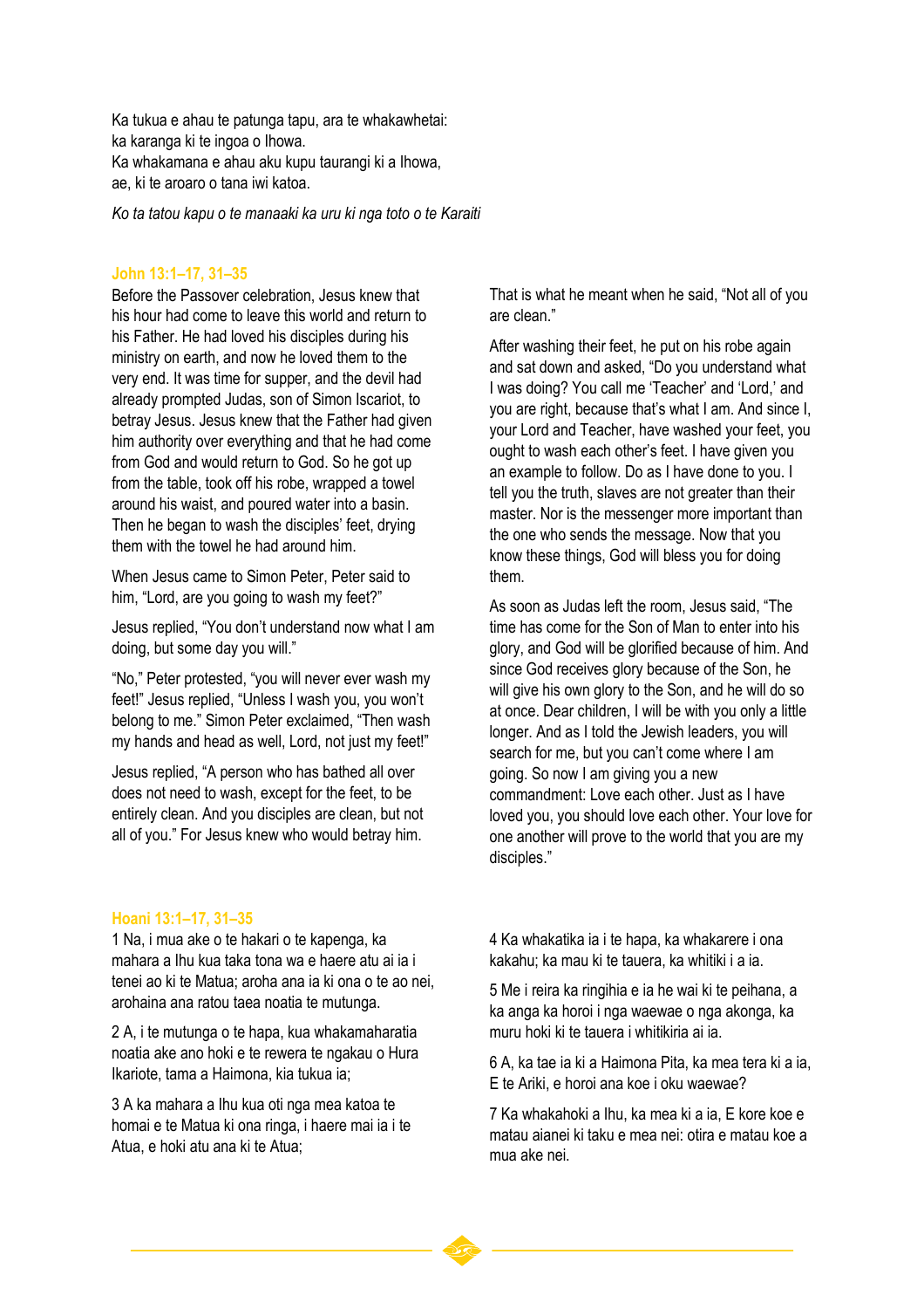Ka tukua e ahau te patunga tapu, ara te whakawhetai:
ka karanga ki te ingoa o Ihowa.
Ka whakamana e ahau aku kupu taurangi ki a Ihowa,
ae, ki te aroaro o tana iwi katoa.

*Ko ta tatou kapu o te manaaki ka uru ki nga toto o te Karaiti*

### John 13:1–17, 31–35

Before the Passover celebration, Jesus knew that his hour had come to leave this world and return to his Father. He had loved his disciples during his ministry on earth, and now he loved them to the very end. It was time for supper, and the devil had already prompted Judas, son of Simon Iscariot, to betray Jesus. Jesus knew that the Father had given him authority over everything and that he had come from God and would return to God. So he got up from the table, took off his robe, wrapped a towel around his waist, and poured water into a basin. Then he began to wash the disciples' feet, drying them with the towel he had around him.

When Jesus came to Simon Peter, Peter said to him, "Lord, are you going to wash my feet?"

Jesus replied, "You don't understand now what I am doing, but some day you will."

"No," Peter protested, "you will never ever wash my feet!" Jesus replied, "Unless I wash you, you won't belong to me." Simon Peter exclaimed, "Then wash my hands and head as well, Lord, not just my feet!"

Jesus replied, "A person who has bathed all over does not need to wash, except for the feet, to be entirely clean. And you disciples are clean, but not all of you." For Jesus knew who would betray him. That is what he meant when he said, "Not all of you are clean."

After washing their feet, he put on his robe again and sat down and asked, "Do you understand what I was doing? You call me 'Teacher' and 'Lord,' and you are right, because that's what I am. And since I, your Lord and Teacher, have washed your feet, you ought to wash each other's feet. I have given you an example to follow. Do as I have done to you. I tell you the truth, slaves are not greater than their master. Nor is the messenger more important than the one who sends the message. Now that you know these things, God will bless you for doing them.

As soon as Judas left the room, Jesus said, "The time has come for the Son of Man to enter into his glory, and God will be glorified because of him. And since God receives glory because of the Son, he will give his own glory to the Son, and he will do so at once. Dear children, I will be with you only a little longer. And as I told the Jewish leaders, you will search for me, but you can't come where I am going. So now I am giving you a new commandment: Love each other. Just as I have loved you, you should love each other. Your love for one another will prove to the world that you are my disciples."

### Hoani 13:1–17, 31–35

1 Na, i mua ake o te hakari o te kapenga, ka mahara a Ihu kua taka tona wa e haere atu ai ia i tenei ao ki te Matua; aroha ana ia ki ona o te ao nei, arohaina ana ratou taea noatia te mutunga.

2 A, i te mutunga o te hapa, kua whakamaharatia noatia ake ano hoki e te rewera te ngakau o Hura Ikariote, tama a Haimona, kia tukua ia;

3 A ka mahara a Ihu kua oti nga mea katoa te homai e te Matua ki ona ringa, i haere mai ia i te Atua, e hoki atu ana ki te Atua;

4 Ka whakatika ia i te hapa, ka whakarere i ona kakahu; ka mau ki te tauera, ka whitiki i a ia.

5 Me i reira ka ringihia e ia he wai ki te peihana, a ka anga ka horoi i nga waewae o nga akonga, ka muru hoki ki te tauera i whitikiria ai ia.

6 A, ka tae ia ki a Haimona Pita, ka mea tera ki a ia, E te Ariki, e horoi ana koe i oku waewae?

7 Ka whakahoki a Ihu, ka mea ki a ia, E kore koe e matau aianei ki taku e mea nei: otira e matau koe a mua ake nei.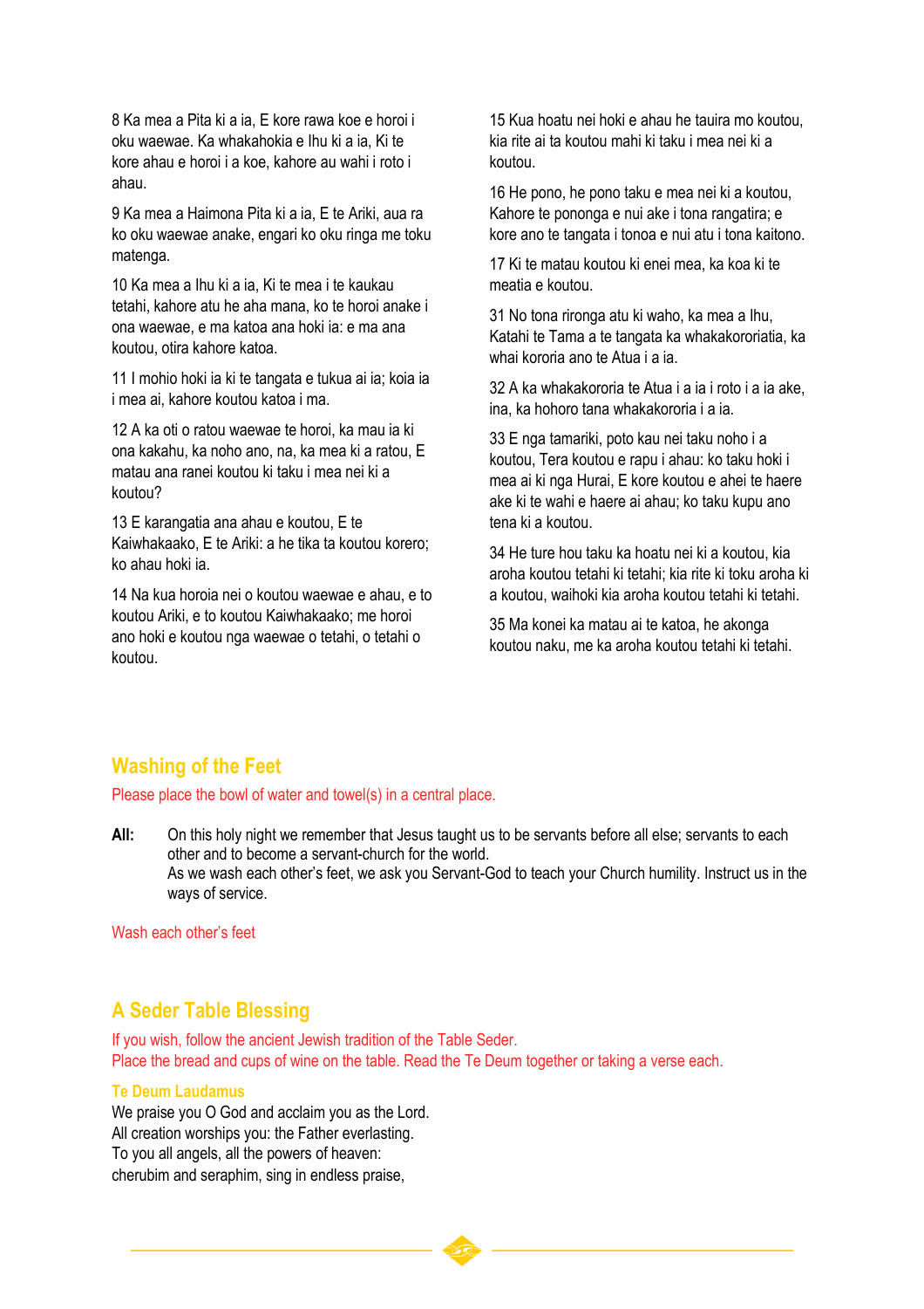8 Ka mea a Pita ki a ia, E kore rawa koe e horoi i oku waewae. Ka whakahokia e Ihu ki a ia, Ki te kore ahau e horoi i a koe, kahore au wahi i roto i ahau.

9 Ka mea a Haimona Pita ki a ia, E te Ariki, aua ra ko oku waewae anake, engari ko oku ringa me toku matenga.

10 Ka mea a Ihu ki a ia, Ki te mea i te kaukau tetahi, kahore atu he aha mana, ko te horoi anake i ona waewae, e ma katoa ana hoki ia: e ma ana koutou, otira kahore katoa.

11 I mohio hoki ia ki te tangata e tukua ai ia; koia ia i mea ai, kahore koutou katoa i ma.

12 A ka oti o ratou waewae te horoi, ka mau ia ki ona kakahu, ka noho ano, na, ka mea ki a ratou, E matau ana ranei koutou ki taku i mea nei ki a koutou?

13 E karangatia ana ahau e koutou, E te Kaiwhakaako, E te Ariki: a he tika ta koutou korero; ko ahau hoki ia.

14 Na kua horoia nei o koutou waewae e ahau, e to koutou Ariki, e to koutou Kaiwhakaako; me horoi ano hoki e koutou nga waewae o tetahi, o tetahi o koutou.

15 Kua hoatu nei hoki e ahau he tauira mo koutou, kia rite ai ta koutou mahi ki taku i mea nei ki a koutou.

16 He pono, he pono taku e mea nei ki a koutou, Kahore te pononga e nui ake i tona rangatira; e kore ano te tangata i tonoa e nui atu i tona kaitono.

17 Ki te matau koutou ki enei mea, ka koa ki te meatia e koutou.

31 No tona rironga atu ki waho, ka mea a Ihu, Katahi te Tama a te tangata ka whakakororiatia, ka whai kororia ano te Atua i a ia.

32 A ka whakakororia te Atua i a ia i roto i a ia ake, ina, ka hohoro tana whakakororia i a ia.

33 E nga tamariki, poto kau nei taku noho i a koutou, Tera koutou e rapu i ahau: ko taku hoki i mea ai ki nga Hurai, E kore koutou e ahei te haere ake ki te wahi e haere ai ahau; ko taku kupu ano tena ki a koutou.

34 He ture hou taku ka hoatu nei ki a koutou, kia aroha koutou tetahi ki tetahi; kia rite ki toku aroha ki a koutou, waihoki kia aroha koutou tetahi ki tetahi.

35 Ma konei ka matau ai te katoa, he akonga koutou naku, me ka aroha koutou tetahi ki tetahi.

## Washing of the Feet

Please place the bowl of water and towel(s) in a central place.

**All:** On this holy night we remember that Jesus taught us to be servants before all else; servants to each other and to become a servant-church for the world.
As we wash each other's feet, we ask you Servant-God to teach your Church humility. Instruct us in the ways of service.

Wash each other's feet

## A Seder Table Blessing

If you wish, follow the ancient Jewish tradition of the Table Seder.
Place the bread and cups of wine on the table. Read the Te Deum together or taking a verse each.

### Te Deum Laudamus

We praise you O God and acclaim you as the Lord.
All creation worships you: the Father everlasting.
To you all angels, all the powers of heaven:
cherubim and seraphim, sing in endless praise,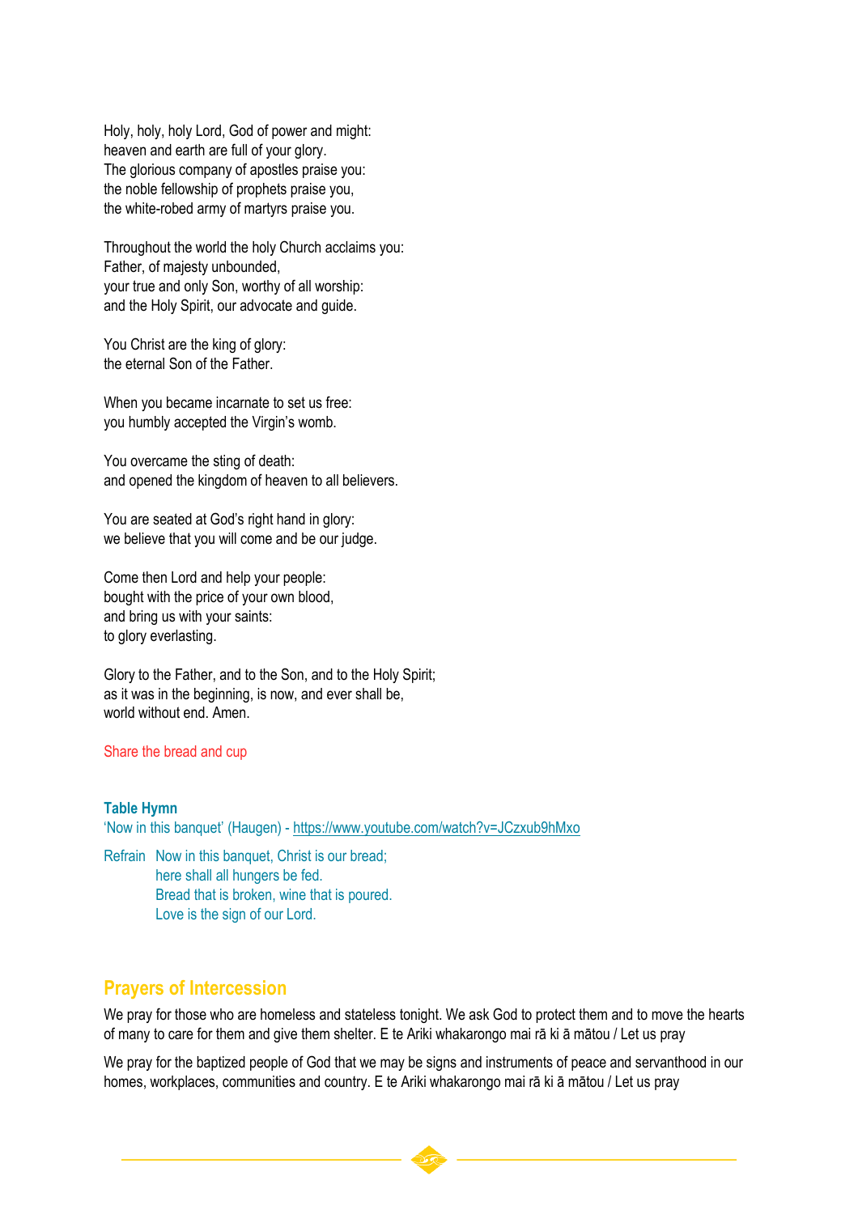Holy, holy, holy Lord, God of power and might:
heaven and earth are full of your glory.
The glorious company of apostles praise you:
the noble fellowship of prophets praise you,
the white-robed army of martyrs praise you.

Throughout the world the holy Church acclaims you:
Father, of majesty unbounded,
your true and only Son, worthy of all worship:
and the Holy Spirit, our advocate and guide.

You Christ are the king of glory:
the eternal Son of the Father.

When you became incarnate to set us free:
you humbly accepted the Virgin's womb.

You overcame the sting of death:
and opened the kingdom of heaven to all believers.

You are seated at God's right hand in glory:
we believe that you will come and be our judge.

Come then Lord and help your people:
bought with the price of your own blood,
and bring us with your saints:
to glory everlasting.

Glory to the Father, and to the Son, and to the Holy Spirit;
as it was in the beginning, is now, and ever shall be,
world without end. Amen.

Share the bread and cup

**Table Hymn**
'Now in this banquet' (Haugen) - https://www.youtube.com/watch?v=JCzxub9hMxo

Refrain Now in this banquet, Christ is our bread;
here shall all hungers be fed.
Bread that is broken, wine that is poured.
Love is the sign of our Lord.

## Prayers of Intercession

We pray for those who are homeless and stateless tonight. We ask God to protect them and to move the hearts of many to care for them and give them shelter. E te Ariki whakarongo mai rā ki ā mātou / Let us pray

We pray for the baptized people of God that we may be signs and instruments of peace and servanthood in our homes, workplaces, communities and country. E te Ariki whakarongo mai rā ki ā mātou / Let us pray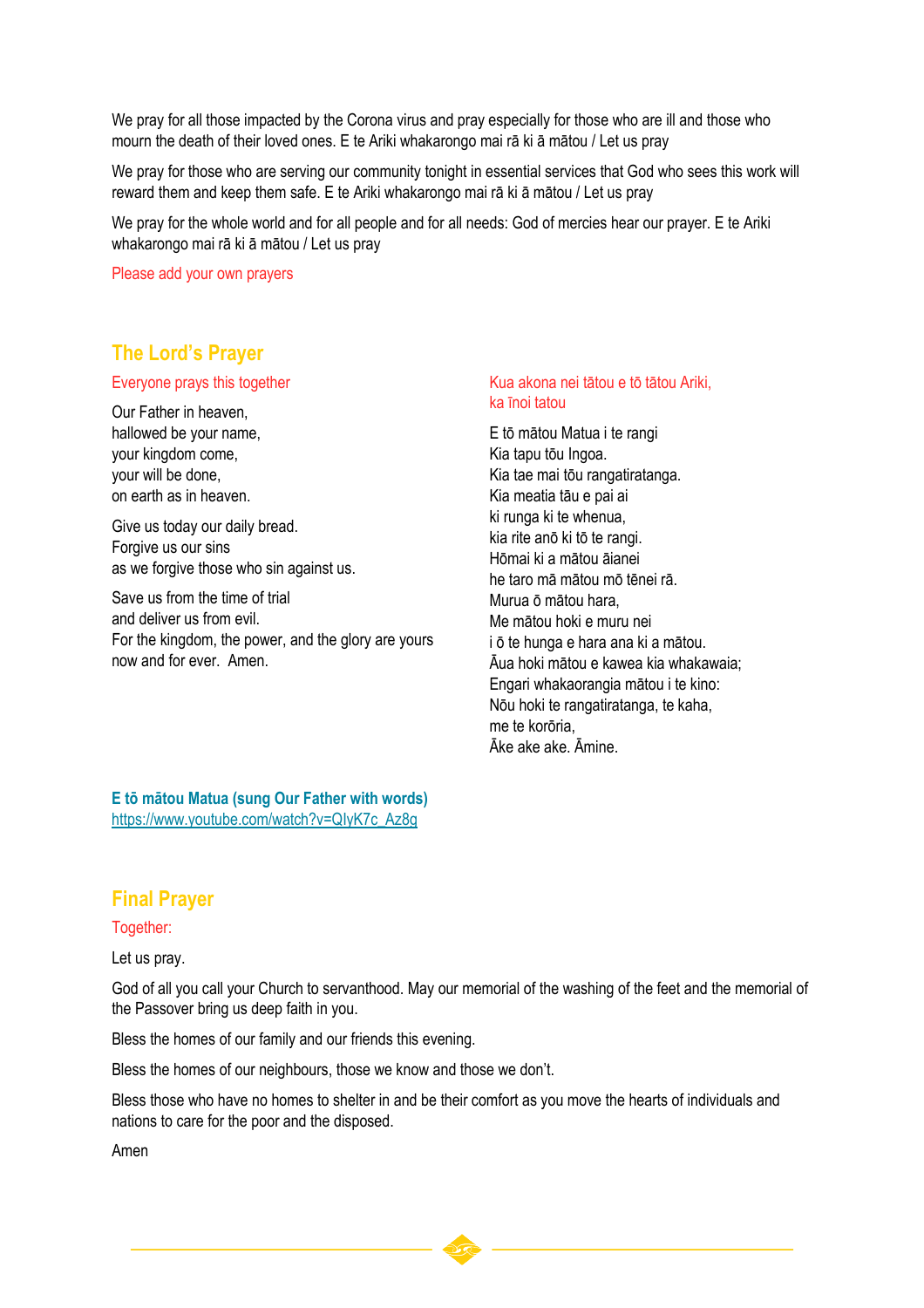We pray for all those impacted by the Corona virus and pray especially for those who are ill and those who mourn the death of their loved ones. E te Ariki whakarongo mai rā ki ā mātou / Let us pray

We pray for those who are serving our community tonight in essential services that God who sees this work will reward them and keep them safe. E te Ariki whakarongo mai rā ki ā mātou / Let us pray

We pray for the whole world and for all people and for all needs: God of mercies hear our prayer. E te Ariki whakarongo mai rā ki ā mātou / Let us pray

Please add your own prayers

## The Lord's Prayer

Everyone prays this together

Our Father in heaven,
hallowed be your name,
your kingdom come,
your will be done,
on earth as in heaven.

Give us today our daily bread.
Forgive us our sins
as we forgive those who sin against us.

Save us from the time of trial
and deliver us from evil.
For the kingdom, the power, and the glory are yours
now and for ever. Amen.

Kua akona nei tātou e tō tātou Ariki,
ka īnoi tatou

E tō mātou Matua i te rangi
Kia tapu tōu Ingoa.
Kia tae mai tōu rangatiratanga.
Kia meatia tāu e pai ai
ki runga ki te whenua,
kia rite anō ki tō te rangi.
Hōmai ki a mātou āianei
he taro mā mātou mō tēnei rā.
Murua ō mātou hara,
Me mātou hoki e muru nei
i ō te hunga e hara ana ki a mātou.
Āua hoki mātou e kawea kia whakawaia;
Engari whakaorangia mātou i te kino:
Nōu hoki te rangatiratanga, te kaha,
me te korōria,
Āke ake ake. Āmine.

**E tō mātou Matua (sung Our Father with words)**
https://www.youtube.com/watch?v=QlyK7c_Az8g

## Final Prayer

Together:

Let us pray.

God of all you call your Church to servanthood. May our memorial of the washing of the feet and the memorial of the Passover bring us deep faith in you.

Bless the homes of our family and our friends this evening.

Bless the homes of our neighbours, those we know and those we don't.

Bless those who have no homes to shelter in and be their comfort as you move the hearts of individuals and nations to care for the poor and the disposed.

Amen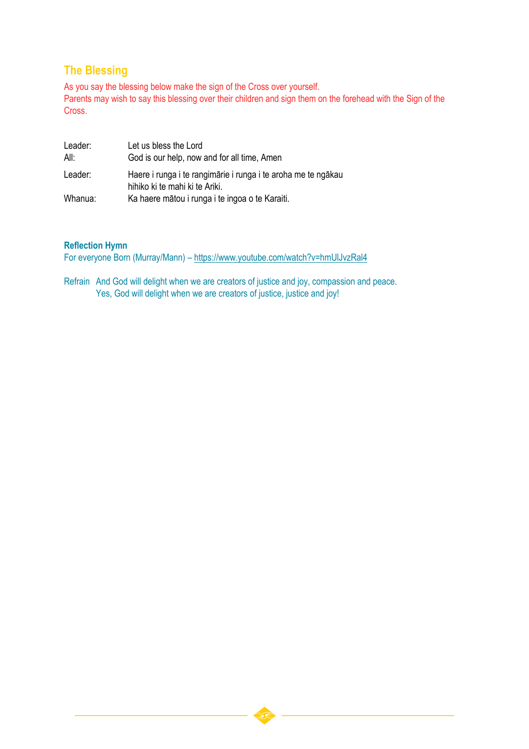## The Blessing

As you say the blessing below make the sign of the Cross over yourself.
Parents may wish to say this blessing over their children and sign them on the forehead with the Sign of the Cross.

| | |
|---|---|
| Leader: | Let us bless the Lord |
| All: | God is our help, now and for all time, Amen |
| Leader: | Haere i runga i te rangimārie i runga i te aroha me te ngākau hihiko ki te mahi ki te Ariki. |
| Whanua: | Ka haere mātou i runga i te ingoa o te Karaiti. |

**Reflection Hymn**

For everyone Born (Murray/Mann) – https://www.youtube.com/watch?v=hmUlJvzRal4

Refrain And God will delight when we are creators of justice and joy, compassion and peace.
Yes, God will delight when we are creators of justice, justice and joy!